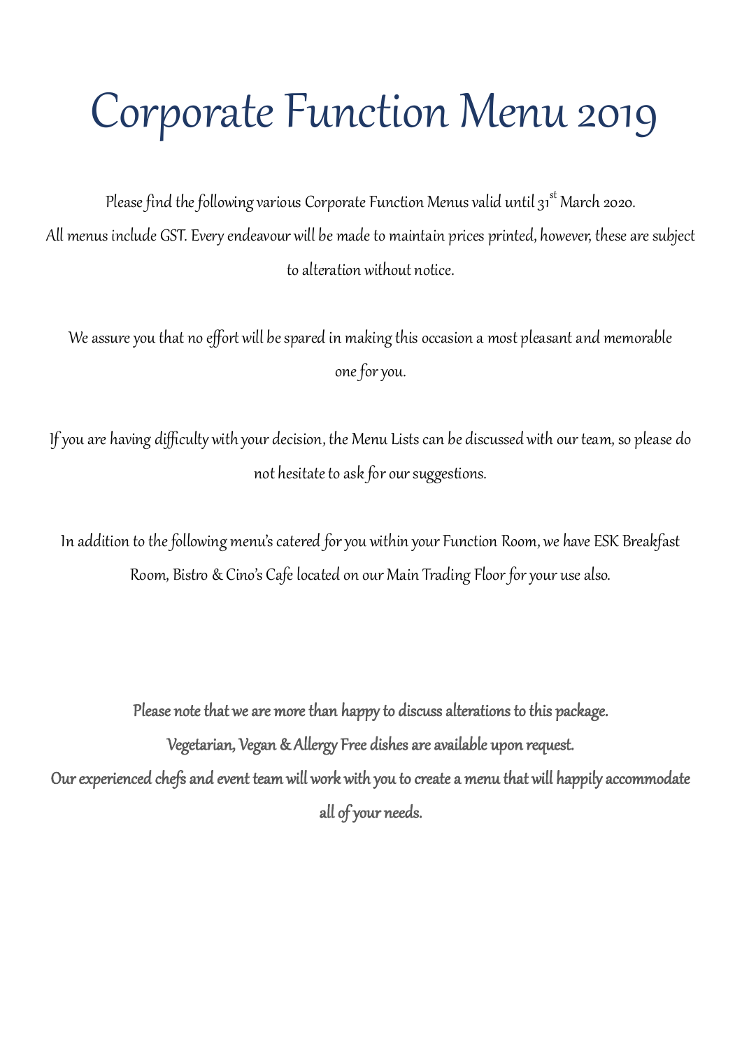# Corporate Function Menu 2019

Please find the following various Corporate Function Menus valid until 31st March 2020.
All menus include GST. Every endeavour will be made to maintain prices printed, however, these are subject to alteration without notice.

We assure you that no effort will be spared in making this occasion a most pleasant and memorable one for you.

If you are having difficulty with your decision, the Menu Lists can be discussed with our team, so please do not hesitate to ask for our suggestions.

In addition to the following menu's catered for you within your Function Room, we have ESK Breakfast Room, Bistro & Cino's Cafe located on our Main Trading Floor for your use also.

**Please note that we are more than happy to discuss alterations to this package.**
**Vegetarian, Vegan & Allergy Free dishes are available upon request.**
**Our experienced chefs and event team will work with you to create a menu that will happily accommodate all of your needs.**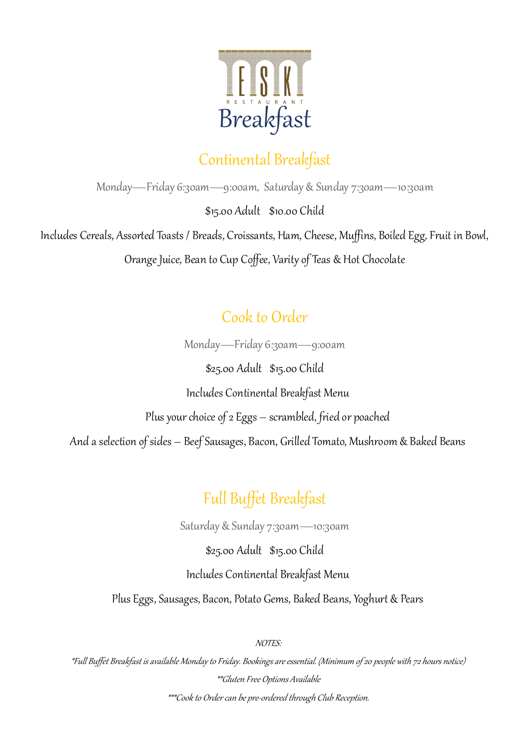# ESK RESTAURANT

# Breakfast

## Continental Breakfast

Monday—Friday 6:30am—9:00am, Saturday & Sunday 7:30am—10:30am

$15.00 Adult $10.00 Child

Includes Cereals, Assorted Toasts / Breads, Croissants, Ham, Cheese, Muffins, Boiled Egg, Fruit in Bowl, Orange Juice, Bean to Cup Coffee, Varity of Teas & Hot Chocolate

## Cook to Order

Monday—Friday 6:30am—9:00am

$25.00 Adult $15.00 Child

Includes Continental Breakfast Menu

Plus your choice of 2 Eggs – scrambled, fried or poached

And a selection of sides – Beef Sausages, Bacon, Grilled Tomato, Mushroom & Baked Beans

## Full Buffet Breakfast

Saturday & Sunday 7:30am—10:30am

$25.00 Adult $15.00 Child

Includes Continental Breakfast Menu

Plus Eggs, Sausages, Bacon, Potato Gems, Baked Beans, Yoghurt & Pears

*NOTES:*

**Full Buffet Breakfast is available Monday to Friday. Bookings are essential. (Minimum of 20 people with 72 hours notice)*

***Gluten Free Options Available*

****Cook to Order can be pre-ordered through Club Reception.*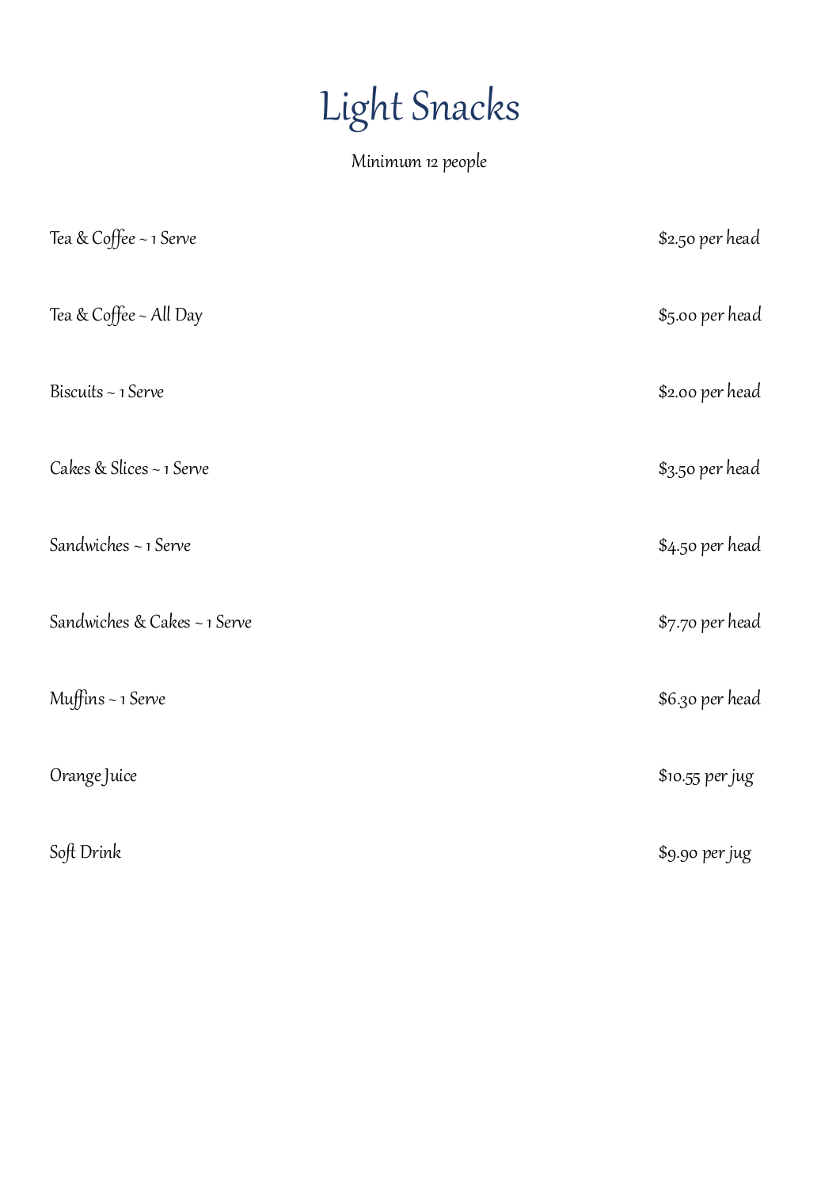# Light Snacks

Minimum 12 people

| Item | Price |
| --- | --- |
| Tea & Coffee ~ 1 Serve | $2.50 per head |
| Tea & Coffee ~ All Day | $5.00 per head |
| Biscuits ~ 1 Serve | $2.00 per head |
| Cakes & Slices ~ 1 Serve | $3.50 per head |
| Sandwiches ~ 1 Serve | $4.50 per head |
| Sandwiches & Cakes ~ 1 Serve | $7.70 per head |
| Muffins ~ 1 Serve | $6.30 per head |
| Orange Juice | $10.55 per jug |
| Soft Drink | $9.90 per jug |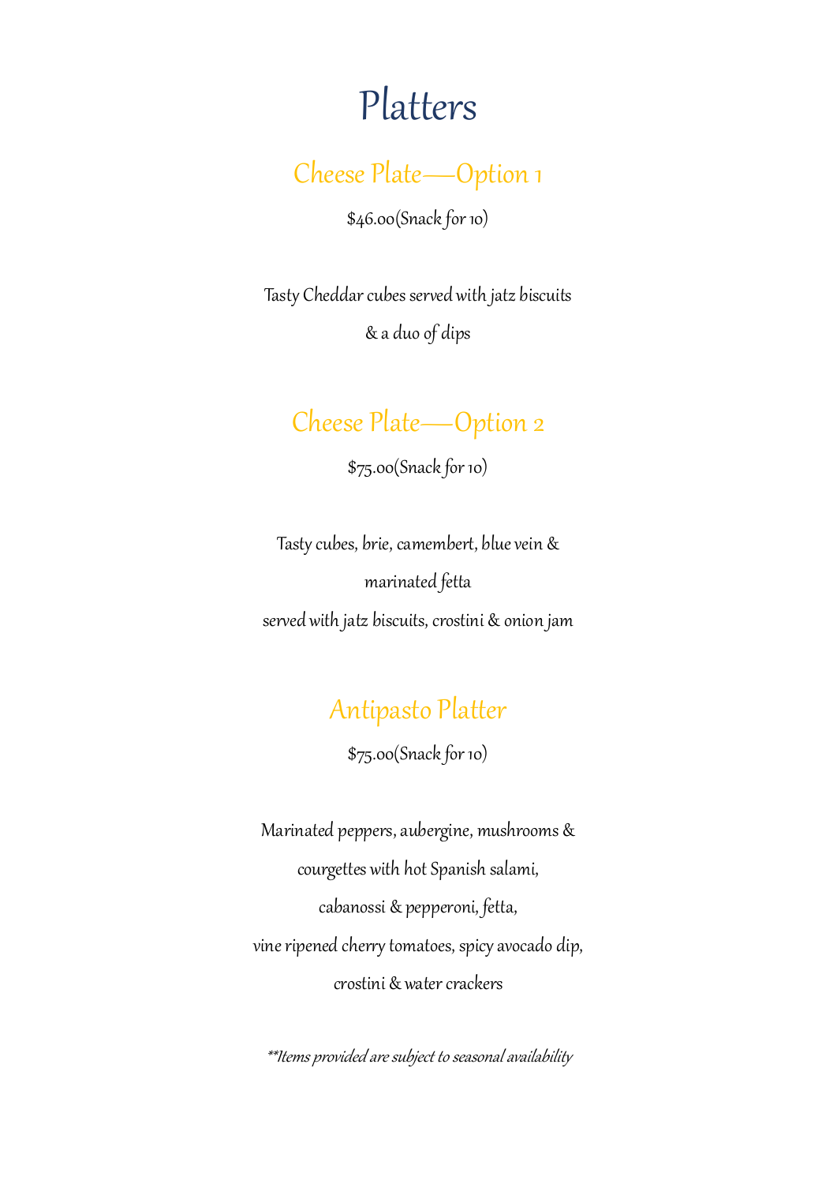# Platters

## Cheese Plate—Option 1

$46.00(Snack for 10)

Tasty Cheddar cubes served with jatz biscuits

& a duo of dips

## Cheese Plate—Option 2

$75.00(Snack for 10)

Tasty cubes, brie, camembert, blue vein &

marinated fetta

served with jatz biscuits, crostini & onion jam

## Antipasto Platter

$75.00(Snack for 10)

Marinated peppers, aubergine, mushrooms &

courgettes with hot Spanish salami,

cabanossi & pepperoni, fetta,

vine ripened cherry tomatoes, spicy avocado dip,

crostini & water crackers

*\*\*Items provided are subject to seasonal availability*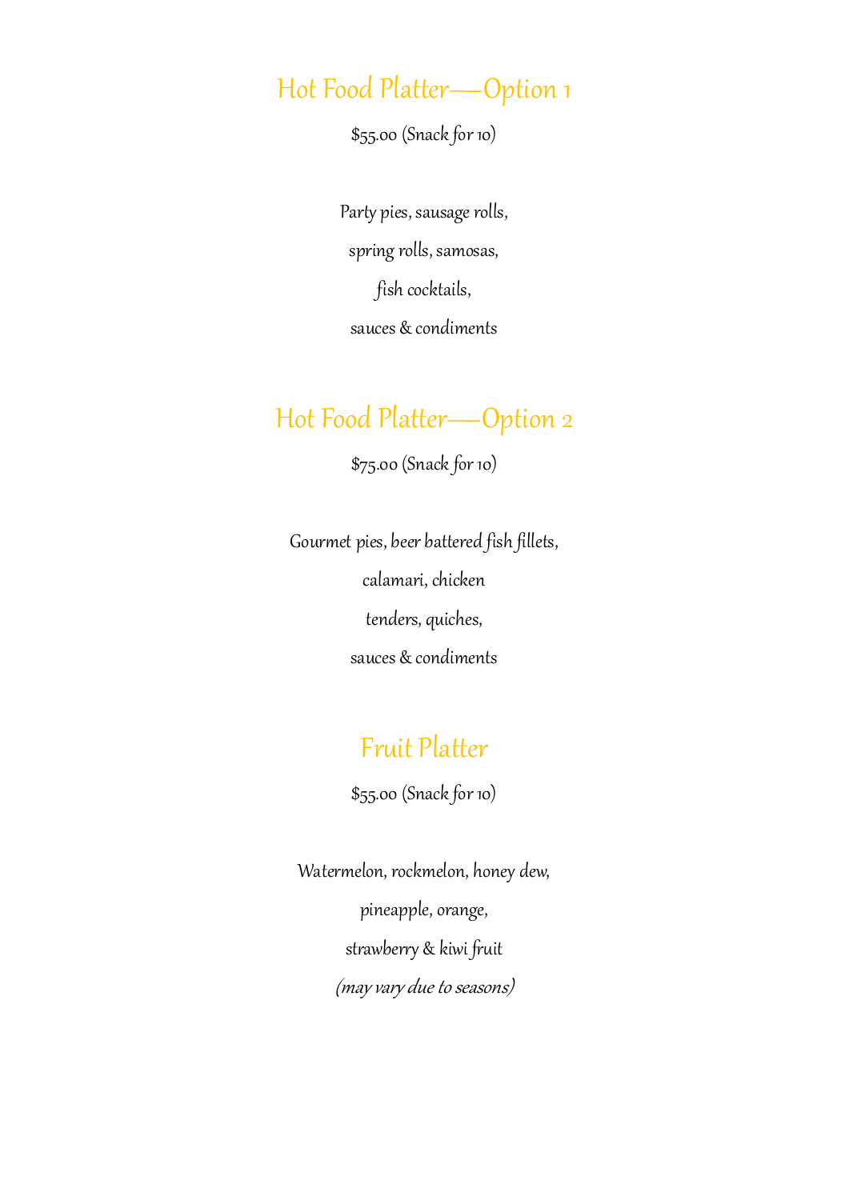## Hot Food Platter—Option 1

$55.00 (Snack for 10)

Party pies, sausage rolls,

spring rolls, samosas,

fish cocktails,

sauces & condiments

## Hot Food Platter—Option 2

$75.00 (Snack for 10)

Gourmet pies, beer battered fish fillets,

calamari, chicken

tenders, quiches,

sauces & condiments

## Fruit Platter

$55.00 (Snack for 10)

Watermelon, rockmelon, honey dew,

pineapple, orange,

strawberry & kiwi fruit

*(may vary due to seasons)*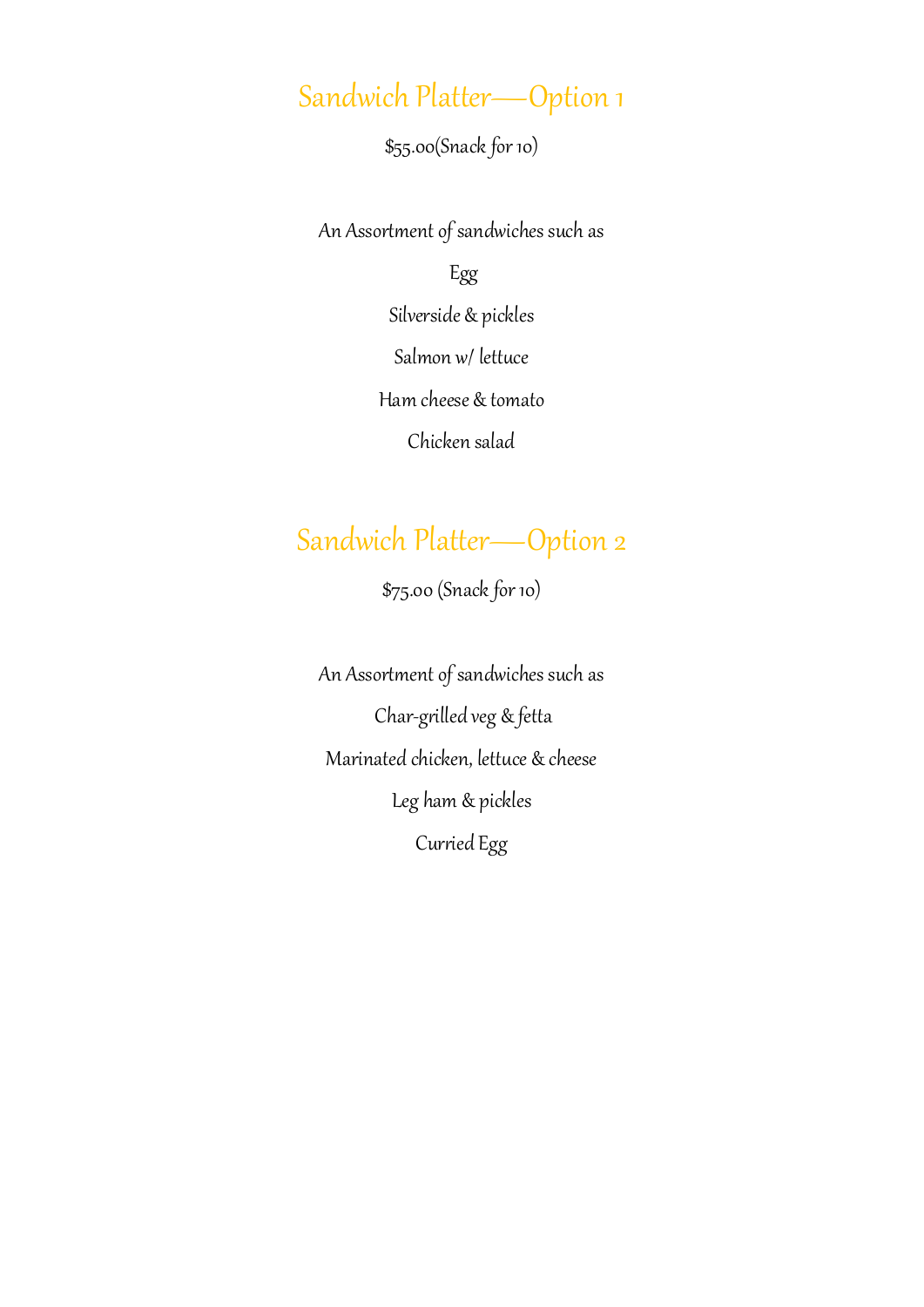## Sandwich Platter—Option 1

$55.00(Snack for 10)

An Assortment of sandwiches such as

Egg

Silverside & pickles

Salmon w/ lettuce

Ham cheese & tomato

Chicken salad

## Sandwich Platter—Option 2

$75.00 (Snack for 10)

An Assortment of sandwiches such as

Char-grilled veg & fetta

Marinated chicken, lettuce & cheese

Leg ham & pickles

Curried Egg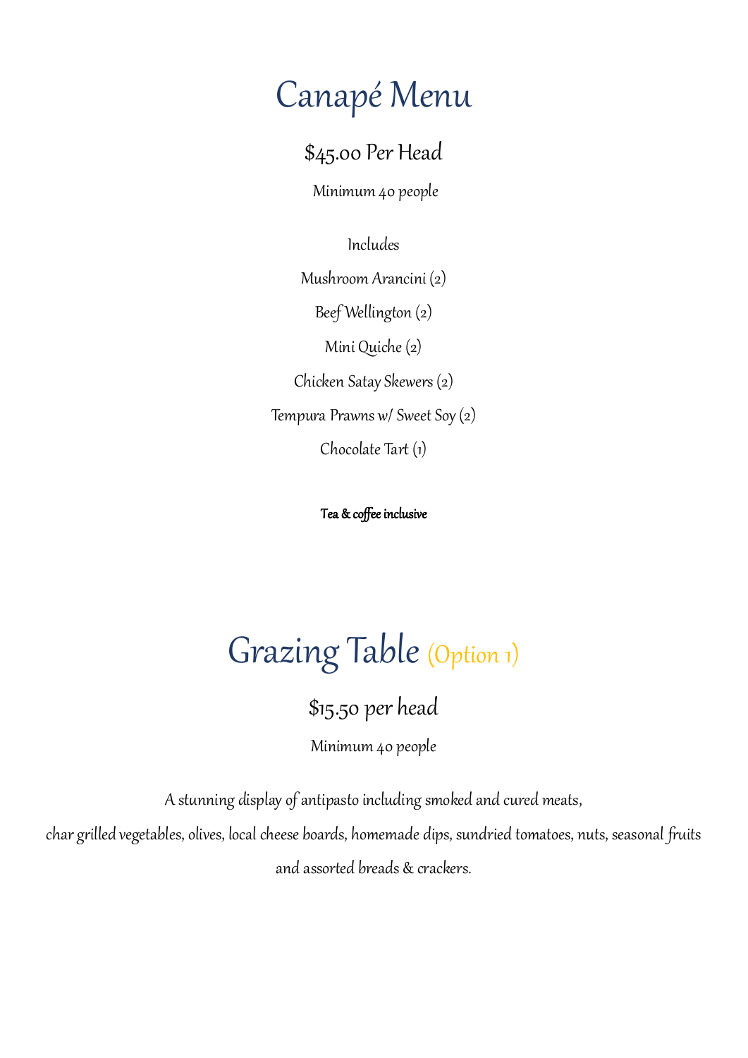# Canapé Menu

## $45.00 Per Head

Minimum 40 people

Includes

Mushroom Arancini (2)

Beef Wellington (2)

Mini Quiche (2)

Chicken Satay Skewers (2)

Tempura Prawns w/ Sweet Soy (2)

Chocolate Tart (1)

**Tea & coffee inclusive**

# Grazing Table (Option 1)

## $15.50 per head

Minimum 40 people

A stunning display of antipasto including smoked and cured meats, char grilled vegetables, olives, local cheese boards, homemade dips, sundried tomatoes, nuts, seasonal fruits and assorted breads & crackers.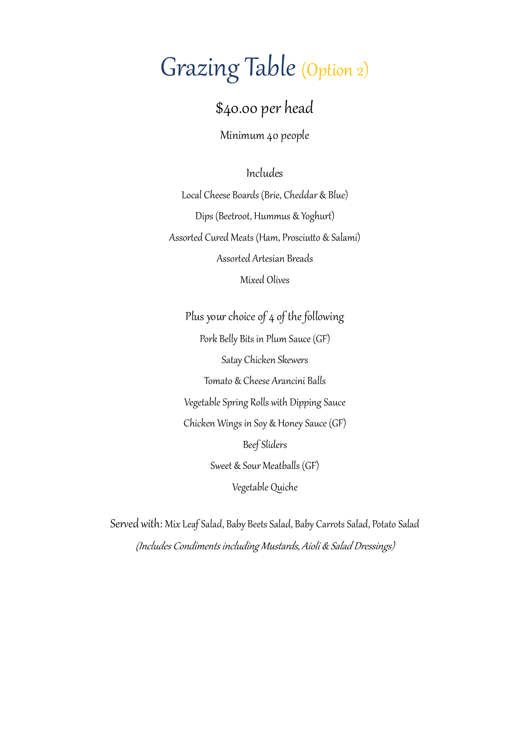# Grazing Table (Option 2)

## $40.00 per head

Minimum 40 people

### Includes

Local Cheese Boards (Brie, Cheddar & Blue)

Dips (Beetroot, Hummus & Yoghurt)

Assorted Cured Meats (Ham, Prosciutto & Salami)

Assorted Artesian Breads

Mixed Olives

### Plus your choice of 4 of the following

Pork Belly Bits in Plum Sauce (GF)

Satay Chicken Skewers

Tomato & Cheese Arancini Balls

Vegetable Spring Rolls with Dipping Sauce

Chicken Wings in Soy & Honey Sauce (GF)

Beef Sliders

Sweet & Sour Meatballs (GF)

Vegetable Quiche

Served with: Mix Leaf Salad, Baby Beets Salad, Baby Carrots Salad, Potato Salad

*(Includes Condiments including Mustards, Aioli & Salad Dressings)*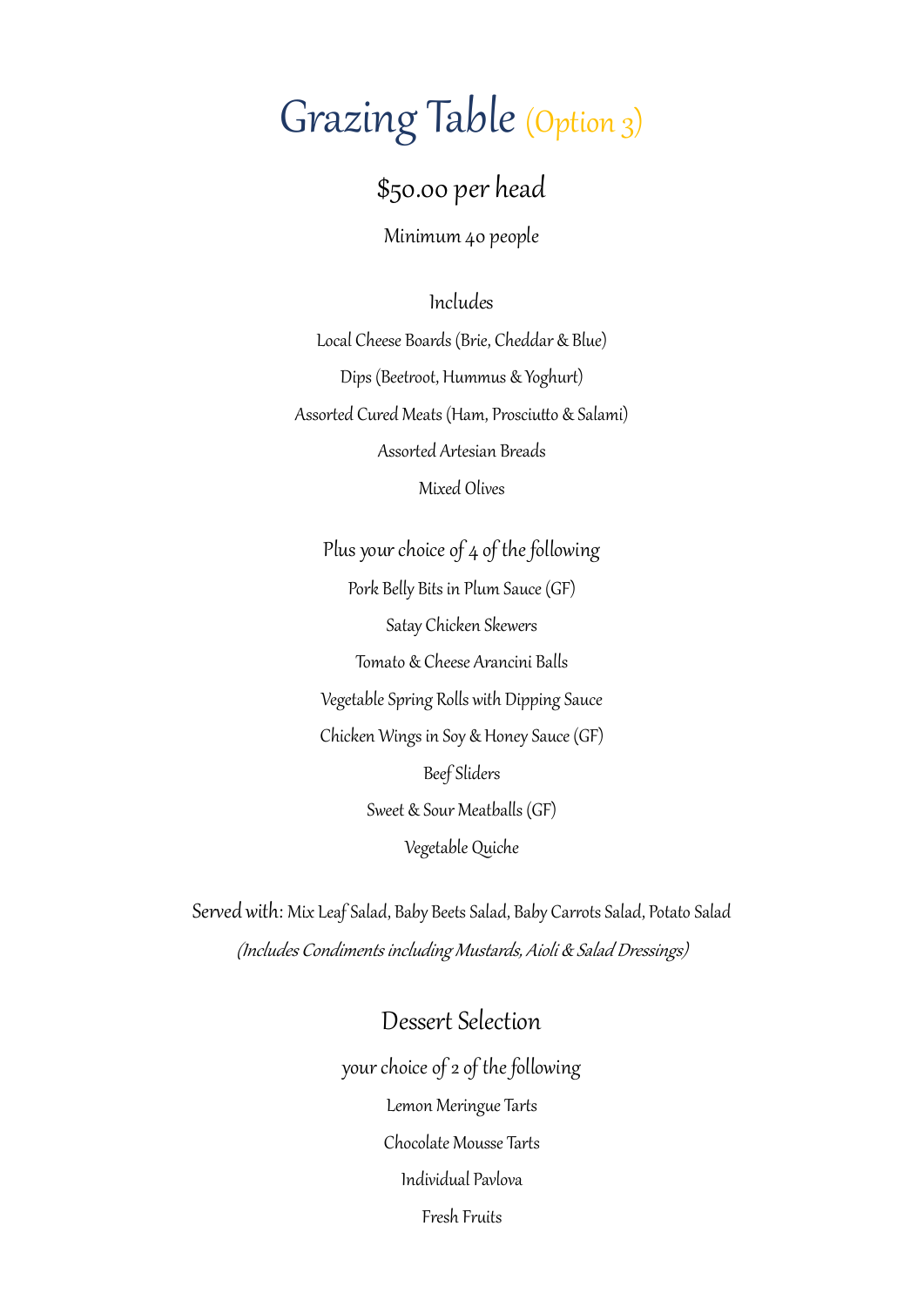# Grazing Table (Option 3)

## $50.00 per head

Minimum 40 people

### Includes

Local Cheese Boards (Brie, Cheddar & Blue)

Dips (Beetroot, Hummus & Yoghurt)

Assorted Cured Meats (Ham, Prosciutto & Salami)

Assorted Artesian Breads

Mixed Olives

### Plus your choice of 4 of the following

Pork Belly Bits in Plum Sauce (GF)

Satay Chicken Skewers

Tomato & Cheese Arancini Balls

Vegetable Spring Rolls with Dipping Sauce

Chicken Wings in Soy & Honey Sauce (GF)

Beef Sliders

Sweet & Sour Meatballs (GF)

Vegetable Quiche

Served with: Mix Leaf Salad, Baby Beets Salad, Baby Carrots Salad, Potato Salad

*(Includes Condiments including Mustards, Aioli & Salad Dressings)*

## Dessert Selection

your choice of 2 of the following

Lemon Meringue Tarts

Chocolate Mousse Tarts

Individual Pavlova

Fresh Fruits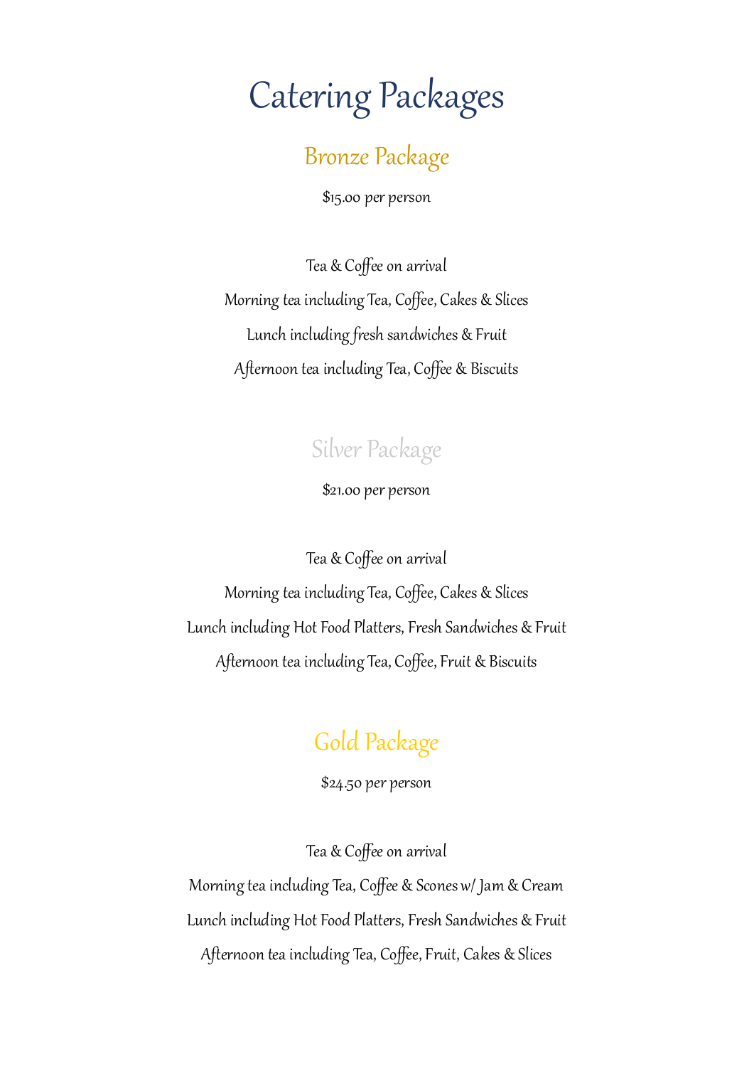# Catering Packages

## Bronze Package

$15.00 per person

Tea & Coffee on arrival

Morning tea including Tea, Coffee, Cakes & Slices

Lunch including fresh sandwiches & Fruit

Afternoon tea including Tea, Coffee & Biscuits

## Silver Package

$21.00 per person

Tea & Coffee on arrival

Morning tea including Tea, Coffee, Cakes & Slices

Lunch including Hot Food Platters, Fresh Sandwiches & Fruit

Afternoon tea including Tea, Coffee, Fruit & Biscuits

## Gold Package

$24.50 per person

Tea & Coffee on arrival

Morning tea including Tea, Coffee & Scones w/ Jam & Cream

Lunch including Hot Food Platters, Fresh Sandwiches & Fruit

Afternoon tea including Tea, Coffee, Fruit, Cakes & Slices